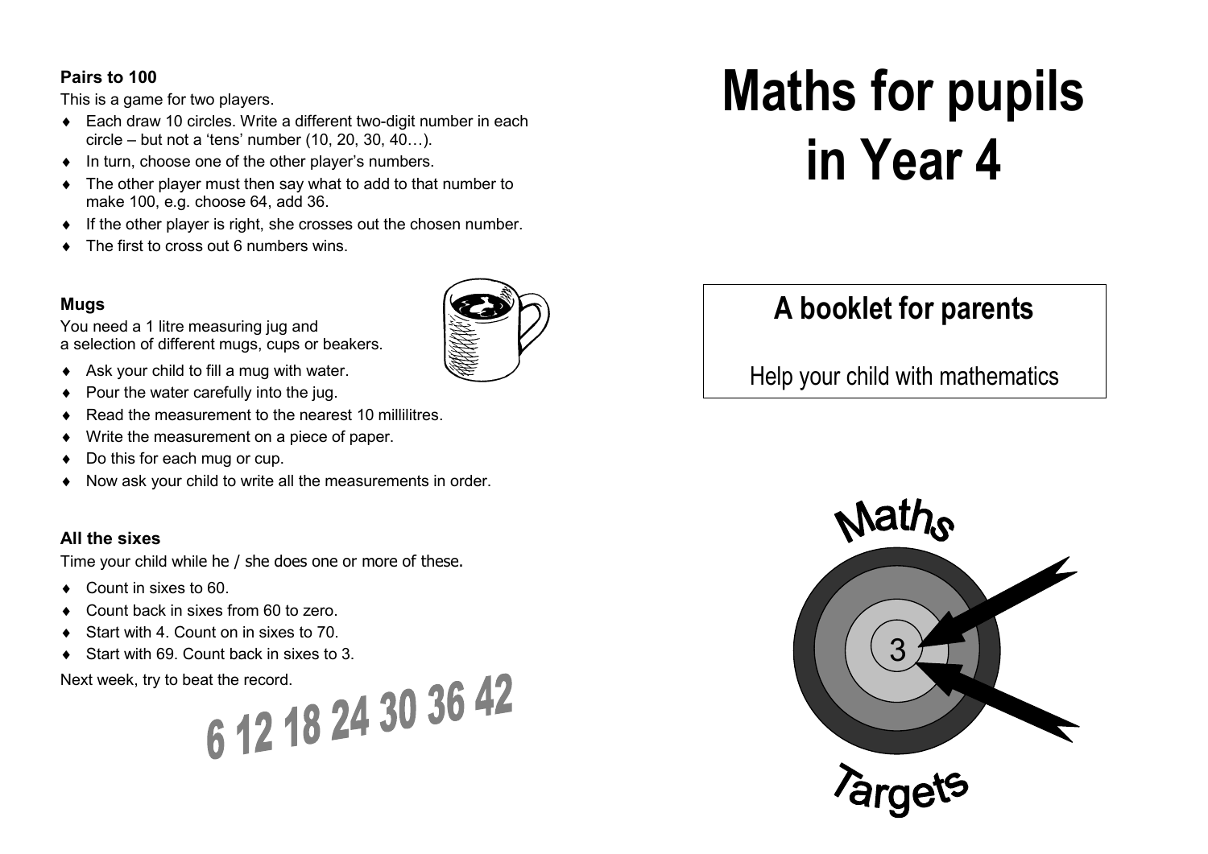### Pairs to 100

This is a game for two players.

- Each draw 10 circles. Write a different two-digit number in each circle – but not a 'tens' number (10, 20, 30, 40…).
- In turn, choose one of the other player's numbers.
- The other player must then say what to add to that number to make 100, e.g. choose 64, add 36.
- If the other player is right, she crosses out the chosen number.
- The first to cross out 6 numbers wins.

### Mugs

You need a 1 litre measuring jug and a selection of different mugs, cups or beakers.

- Ask your child to fill a mug with water.
- Pour the water carefully into the jug.
- Read the measurement to the nearest 10 millilitres.
- Write the measurement on a piece of paper.
- Do this for each mug or cup.
- Now ask your child to write all the measurements in order.

### All the sixes

Time your child while he / she does one or more of these.

- Count in sixes to 60.
- Count back in sixes from 60 to zero.
- Start with 4. Count on in sixes to 70.
- Start with 69. Count back in sixes to 3.

Next week, try to beat the record.

6 12 18 24 30 36 42

# Maths for pupils in Year 4

## A booklet for parents

Help your child with mathematics

Maths Targets

3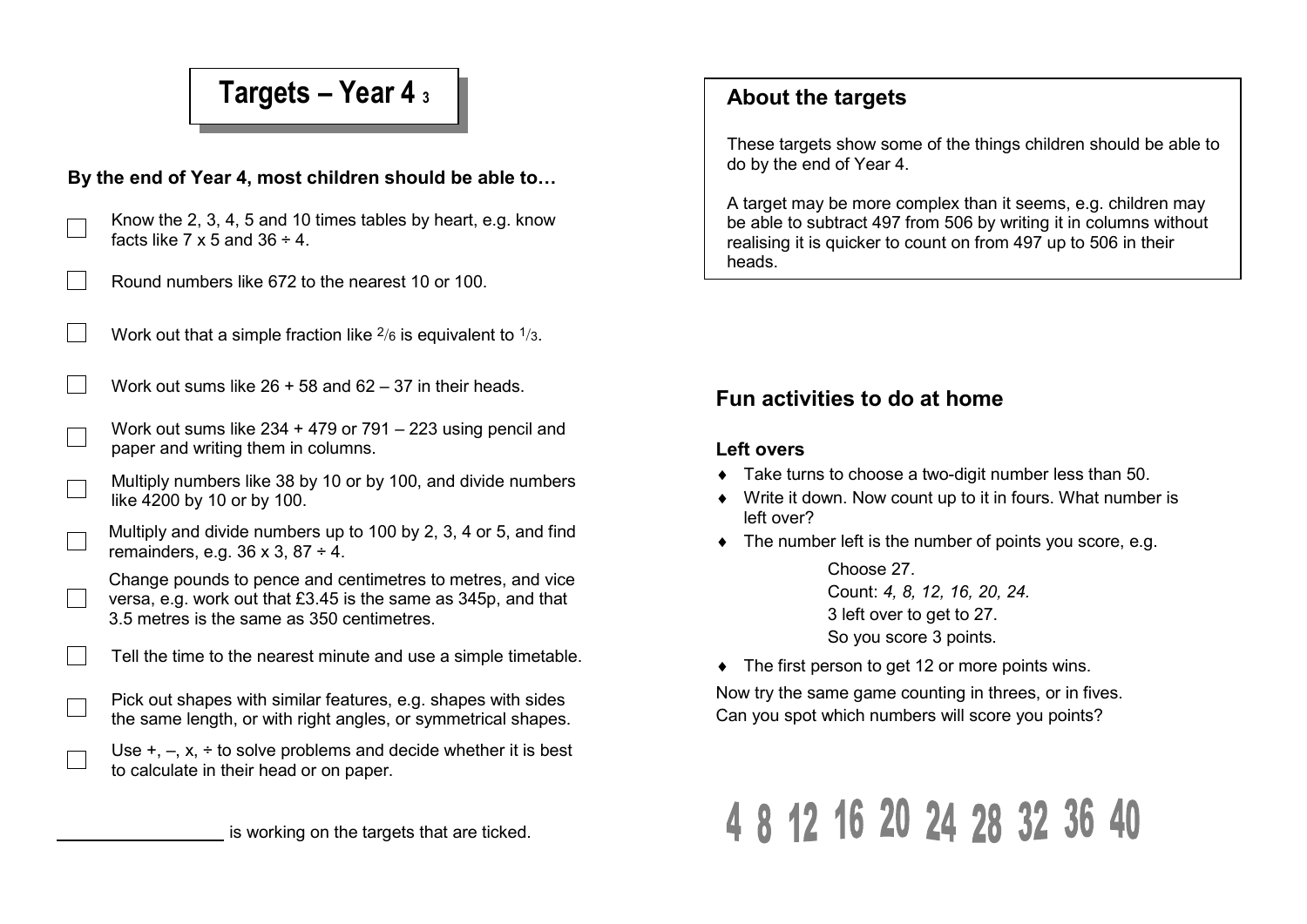# Targets – Year 4 3

**By the end of Year 4, most children should be able to…**

- ☐ Know the 2, 3, 4, 5 and 10 times tables by heart, e.g. know facts like 7 x 5 and 36 ÷ 4.
- ☐ Round numbers like 672 to the nearest 10 or 100.
- ☐ Work out that a simple fraction like $^2/_6$ is equivalent to $^1/_3$.
- ☐ Work out sums like 26 + 58 and 62 – 37 in their heads.
- ☐ Work out sums like 234 + 479 or 791 – 223 using pencil and paper and writing them in columns.
- ☐ Multiply numbers like 38 by 10 or by 100, and divide numbers like 4200 by 10 or by 100.
- ☐ Multiply and divide numbers up to 100 by 2, 3, 4 or 5, and find remainders, e.g. 36 x 3, 87 ÷ 4.
- ☐ Change pounds to pence and centimetres to metres, and vice versa, e.g. work out that £3.45 is the same as 345p, and that 3.5 metres is the same as 350 centimetres.
- ☐ Tell the time to the nearest minute and use a simple timetable.
- ☐ Pick out shapes with similar features, e.g. shapes with sides the same length, or with right angles, or symmetrical shapes.
- ☐ Use +, –, x, ÷ to solve problems and decide whether it is best to calculate in their head or on paper.

_________________ is working on the targets that are ticked.

## About the targets

These targets show some of the things children should be able to do by the end of Year 4.

A target may be more complex than it seems, e.g. children may be able to subtract 497 from 506 by writing it in columns without realising it is quicker to count on from 497 up to 506 in their heads.

## Fun activities to do at home

### Left overs

- Take turns to choose a two-digit number less than 50.
- Write it down. Now count up to it in fours. What number is left over?
- The number left is the number of points you score, e.g.

  Choose 27.
  Count: *4, 8, 12, 16, 20, 24.*
  3 left over to get to 27.
  So you score 3 points.

- The first person to get 12 or more points wins.

Now try the same game counting in threes, or in fives.
Can you spot which numbers will score you points?

4 8 12 16 20 24 28 32 36 40